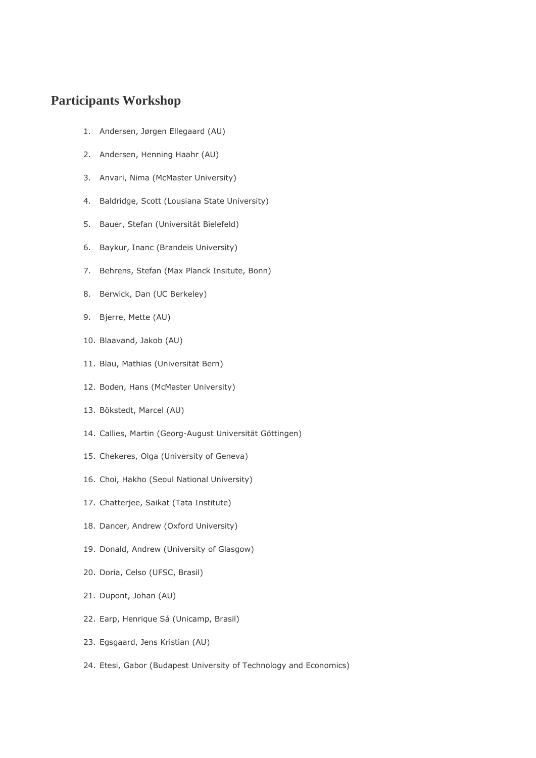# Participants Workshop

1. Andersen, Jørgen Ellegaard (AU)
2. Andersen, Henning Haahr (AU)
3. Anvari, Nima (McMaster University)
4. Baldridge, Scott (Lousiana State University)
5. Bauer, Stefan (Universität Bielefeld)
6. Baykur, Inanc (Brandeis University)
7. Behrens, Stefan (Max Planck Insitute, Bonn)
8. Berwick, Dan (UC Berkeley)
9. Bjerre, Mette (AU)
10. Blaavand, Jakob (AU)
11. Blau, Mathias (Universität Bern)
12. Boden, Hans (McMaster University)
13. Bökstedt, Marcel (AU)
14. Callies, Martin (Georg-August Universität Göttingen)
15. Chekeres, Olga (University of Geneva)
16. Choi, Hakho (Seoul National University)
17. Chatterjee, Saikat (Tata Institute)
18. Dancer, Andrew (Oxford University)
19. Donald, Andrew (University of Glasgow)
20. Doria, Celso (UFSC, Brasil)
21. Dupont, Johan (AU)
22. Earp, Henrique Sá (Unicamp, Brasil)
23. Egsgaard, Jens Kristian (AU)
24. Etesi, Gabor (Budapest University of Technology and Economics)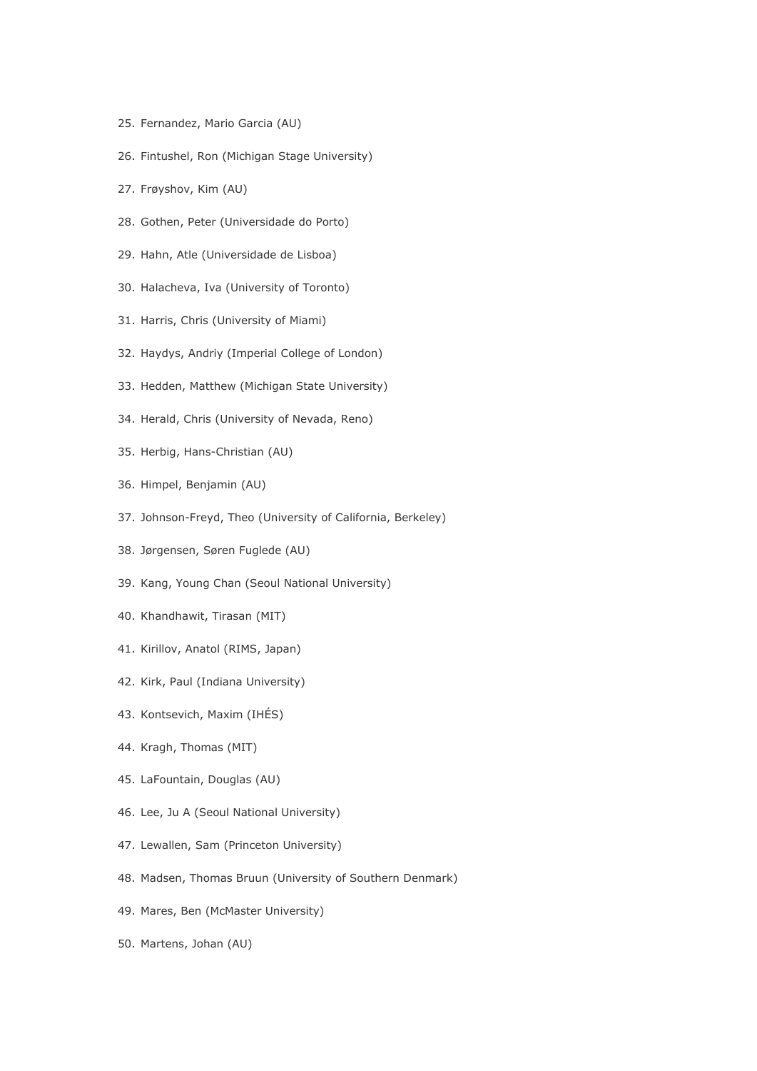25. Fernandez, Mario Garcia (AU)
26. Fintushel, Ron (Michigan Stage University)
27. Frøyshov, Kim (AU)
28. Gothen, Peter (Universidade do Porto)
29. Hahn, Atle (Universidade de Lisboa)
30. Halacheva, Iva (University of Toronto)
31. Harris, Chris (University of Miami)
32. Haydys, Andriy (Imperial College of London)
33. Hedden, Matthew (Michigan State University)
34. Herald, Chris (University of Nevada, Reno)
35. Herbig, Hans-Christian (AU)
36. Himpel, Benjamin (AU)
37. Johnson-Freyd, Theo (University of California, Berkeley)
38. Jørgensen, Søren Fuglede (AU)
39. Kang, Young Chan (Seoul National University)
40. Khandhawit, Tirasan (MIT)
41. Kirillov, Anatol (RIMS, Japan)
42. Kirk, Paul (Indiana University)
43. Kontsevich, Maxim (IHÉS)
44. Kragh, Thomas (MIT)
45. LaFountain, Douglas (AU)
46. Lee, Ju A (Seoul National University)
47. Lewallen, Sam (Princeton University)
48. Madsen, Thomas Bruun (University of Southern Denmark)
49. Mares, Ben (McMaster University)
50. Martens, Johan (AU)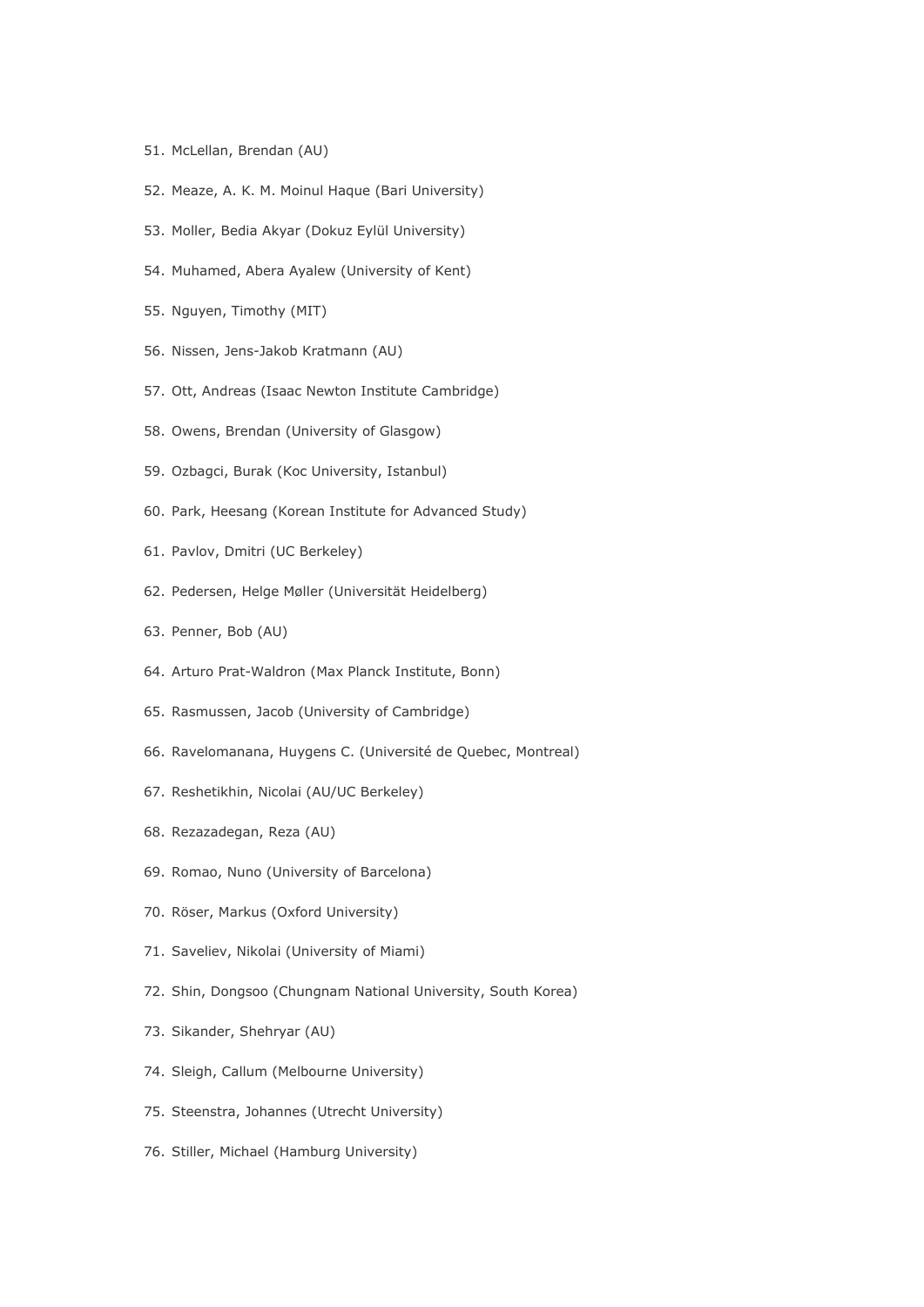51. McLellan, Brendan (AU)
52. Meaze, A. K. M. Moinul Haque (Bari University)
53. Moller, Bedia Akyar (Dokuz Eylül University)
54. Muhamed, Abera Ayalew (University of Kent)
55. Nguyen, Timothy (MIT)
56. Nissen, Jens-Jakob Kratmann (AU)
57. Ott, Andreas (Isaac Newton Institute Cambridge)
58. Owens, Brendan (University of Glasgow)
59. Ozbagci, Burak (Koc University, Istanbul)
60. Park, Heesang (Korean Institute for Advanced Study)
61. Pavlov, Dmitri (UC Berkeley)
62. Pedersen, Helge Møller (Universität Heidelberg)
63. Penner, Bob (AU)
64. Arturo Prat-Waldron (Max Planck Institute, Bonn)
65. Rasmussen, Jacob (University of Cambridge)
66. Ravelomanana, Huygens C. (Université de Quebec, Montreal)
67. Reshetikhin, Nicolai (AU/UC Berkeley)
68. Rezazadegan, Reza (AU)
69. Romao, Nuno (University of Barcelona)
70. Röser, Markus (Oxford University)
71. Saveliev, Nikolai (University of Miami)
72. Shin, Dongsoo (Chungnam National University, South Korea)
73. Sikander, Shehryar (AU)
74. Sleigh, Callum (Melbourne University)
75. Steenstra, Johannes (Utrecht University)
76. Stiller, Michael (Hamburg University)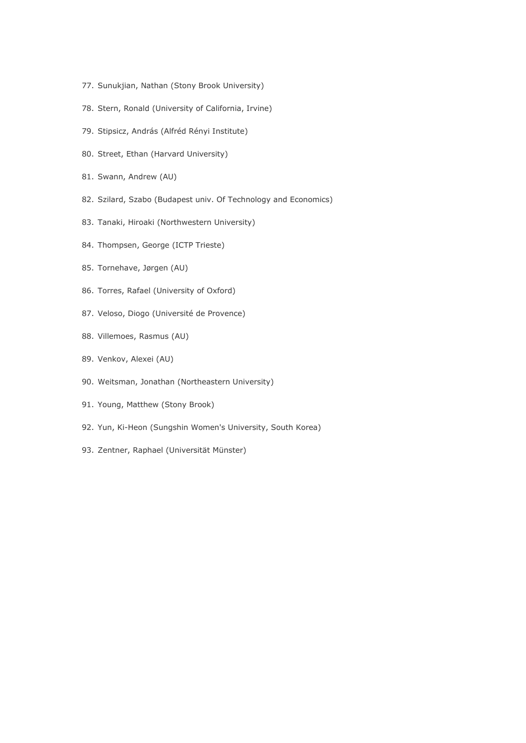77. Sunukjian, Nathan (Stony Brook University)
78. Stern, Ronald (University of California, Irvine)
79. Stipsicz, András (Alfréd Rényi Institute)
80. Street, Ethan (Harvard University)
81. Swann, Andrew (AU)
82. Szilard, Szabo (Budapest univ. Of Technology and Economics)
83. Tanaki, Hiroaki (Northwestern University)
84. Thompsen, George (ICTP Trieste)
85. Tornehave, Jørgen (AU)
86. Torres, Rafael (University of Oxford)
87. Veloso, Diogo (Université de Provence)
88. Villemoes, Rasmus (AU)
89. Venkov, Alexei (AU)
90. Weitsman, Jonathan (Northeastern University)
91. Young, Matthew (Stony Brook)
92. Yun, Ki-Heon (Sungshin Women's University, South Korea)
93. Zentner, Raphael (Universität Münster)